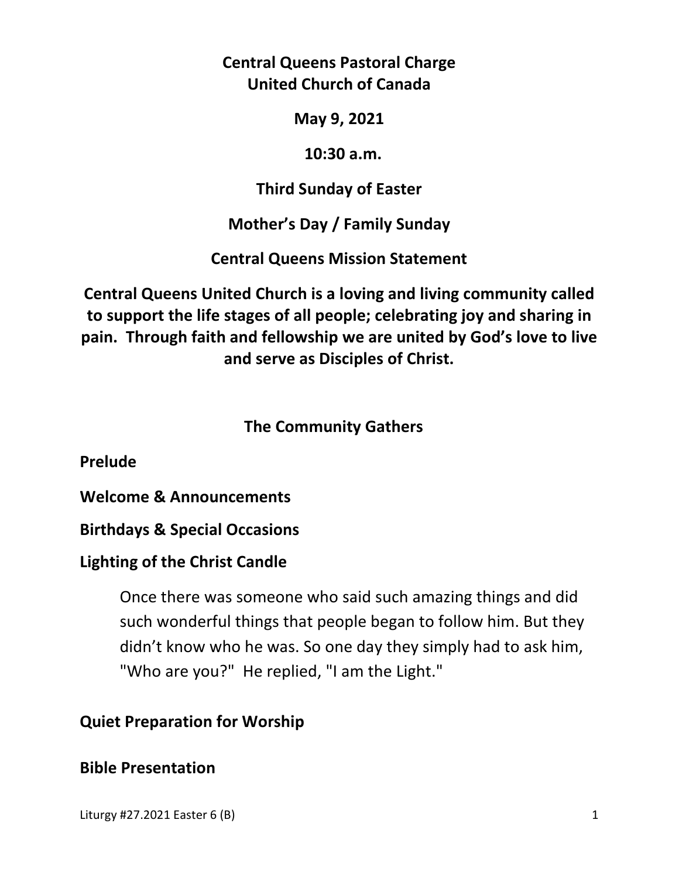**Central Queens Pastoral Charge**
**United Church of Canada**

**May 9, 2021**

**10:30 a.m.**

**Third Sunday of Easter**

**Mother's Day / Family Sunday**

**Central Queens Mission Statement**

**Central Queens United Church is a loving and living community called to support the life stages of all people; celebrating joy and sharing in pain. Through faith and fellowship we are united by God's love to live and serve as Disciples of Christ.**

## The Community Gathers

**Prelude**

**Welcome & Announcements**

**Birthdays & Special Occasions**

**Lighting of the Christ Candle**

> Once there was someone who said such amazing things and did such wonderful things that people began to follow him. But they didn't know who he was. So one day they simply had to ask him, "Who are you?" He replied, "I am the Light."

**Quiet Preparation for Worship**

**Bible Presentation**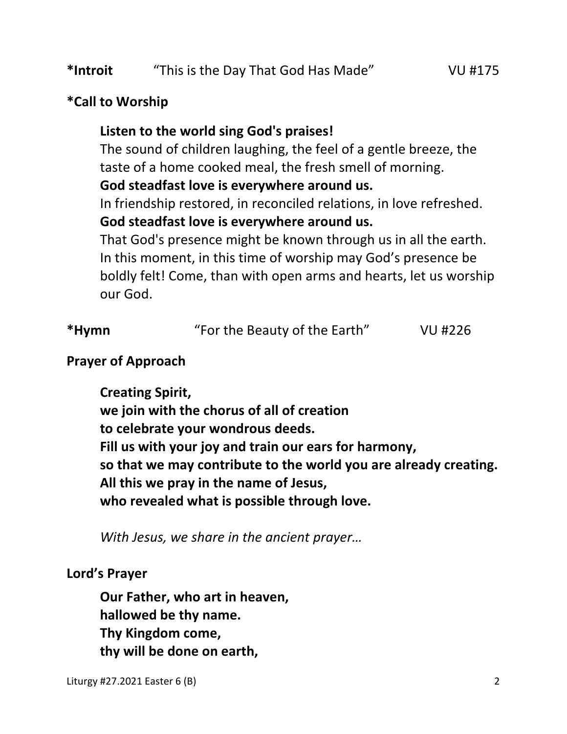**\*Introit** “This is the Day That God Has Made” VU #175

**\*Call to Worship**

**Listen to the world sing God's praises!**
The sound of children laughing, the feel of a gentle breeze, the taste of a home cooked meal, the fresh smell of morning.
**God steadfast love is everywhere around us.**
In friendship restored, in reconciled relations, in love refreshed.
**God steadfast love is everywhere around us.**
That God's presence might be known through us in all the earth. In this moment, in this time of worship may God’s presence be boldly felt! Come, than with open arms and hearts, let us worship our God.

**\*Hymn** “For the Beauty of the Earth” VU #226

**Prayer of Approach**

**Creating Spirit,**
**we join with the chorus of all of creation**
**to celebrate your wondrous deeds.**
**Fill us with your joy and train our ears for harmony,**
**so that we may contribute to the world you are already creating.**
**All this we pray in the name of Jesus,**
**who revealed what is possible through love.**

*With Jesus, we share in the ancient prayer…*

**Lord’s Prayer**

**Our Father, who art in heaven,**
**hallowed be thy name.**
**Thy Kingdom come,**
**thy will be done on earth,**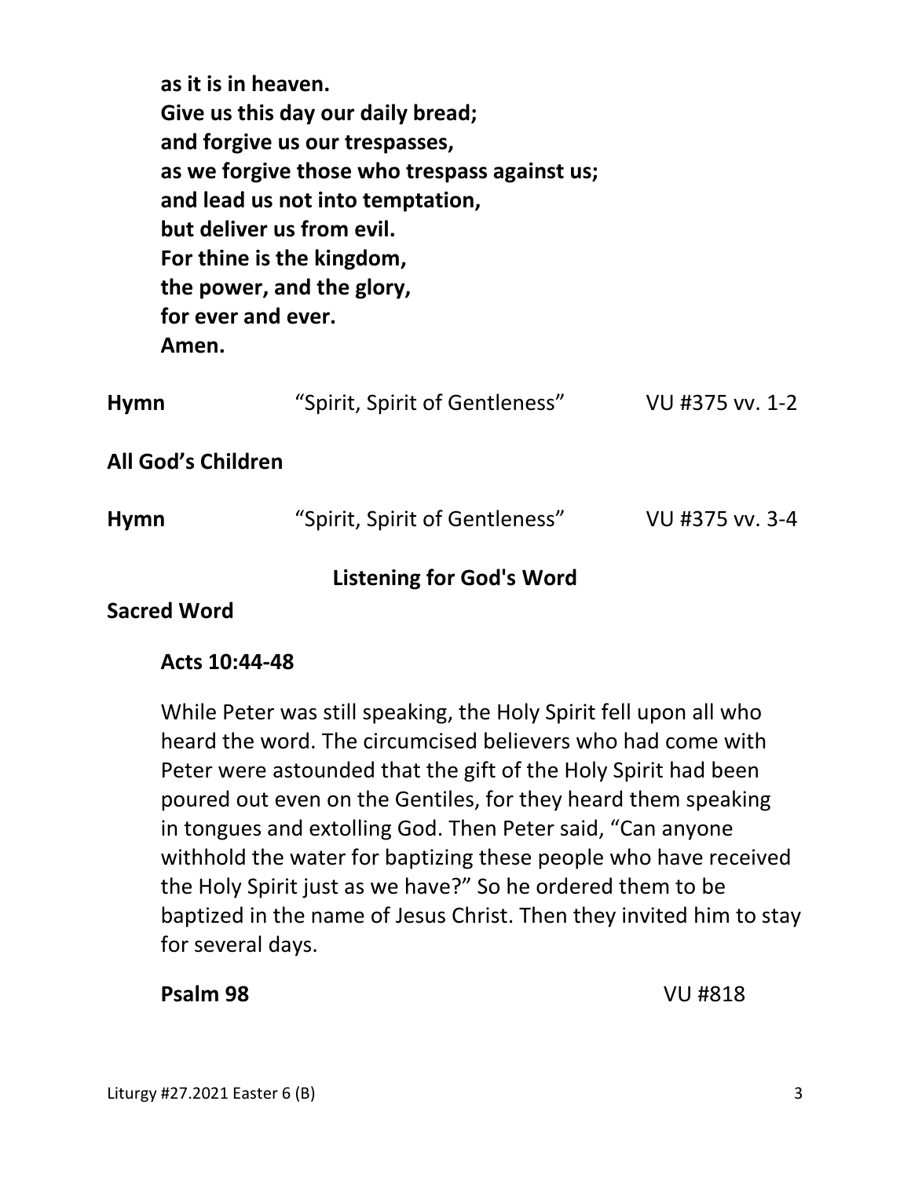**as it is in heaven.**
**Give us this day our daily bread;**
**and forgive us our trespasses,**
**as we forgive those who trespass against us;**
**and lead us not into temptation,**
**but deliver us from evil.**
**For thine is the kingdom,**
**the power, and the glory,**
**for ever and ever.**
**Amen.**

**Hymn** "Spirit, Spirit of Gentleness" VU #375 vv. 1-2

**All God's Children**

**Hymn** "Spirit, Spirit of Gentleness" VU #375 vv. 3-4

## Listening for God's Word

**Sacred Word**

**Acts 10:44-48**

While Peter was still speaking, the Holy Spirit fell upon all who heard the word. The circumcised believers who had come with Peter were astounded that the gift of the Holy Spirit had been poured out even on the Gentiles, for they heard them speaking in tongues and extolling God. Then Peter said, "Can anyone withhold the water for baptizing these people who have received the Holy Spirit just as we have?" So he ordered them to be baptized in the name of Jesus Christ. Then they invited him to stay for several days.

**Psalm 98** VU #818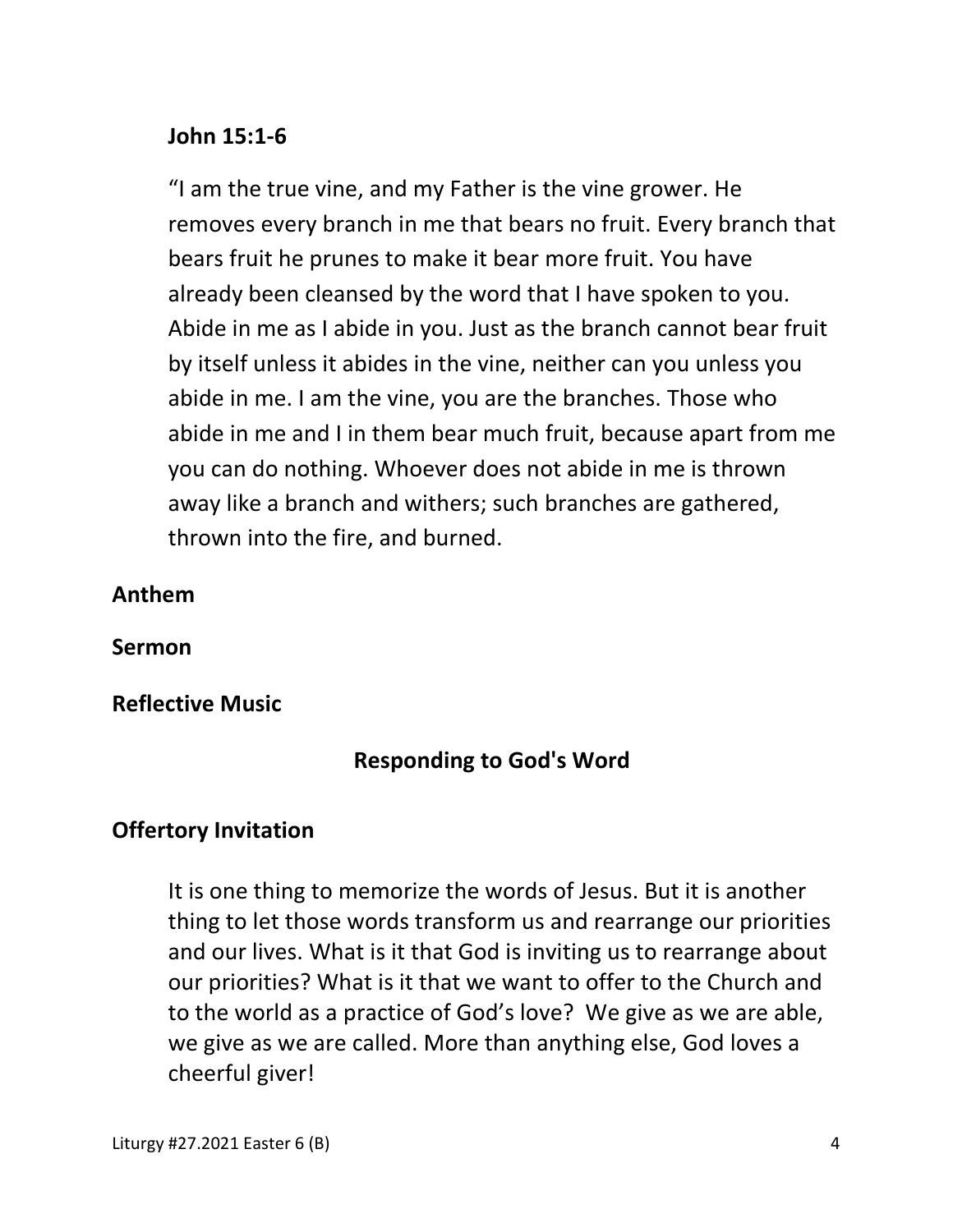**John 15:1-6**

"I am the true vine, and my Father is the vine grower. He removes every branch in me that bears no fruit. Every branch that bears fruit he prunes to make it bear more fruit. You have already been cleansed by the word that I have spoken to you. Abide in me as I abide in you. Just as the branch cannot bear fruit by itself unless it abides in the vine, neither can you unless you abide in me. I am the vine, you are the branches. Those who abide in me and I in them bear much fruit, because apart from me you can do nothing. Whoever does not abide in me is thrown away like a branch and withers; such branches are gathered, thrown into the fire, and burned.

**Anthem**

**Sermon**

**Reflective Music**

## Responding to God's Word

**Offertory Invitation**

It is one thing to memorize the words of Jesus. But it is another thing to let those words transform us and rearrange our priorities and our lives. What is it that God is inviting us to rearrange about our priorities? What is it that we want to offer to the Church and to the world as a practice of God's love? We give as we are able, we give as we are called. More than anything else, God loves a cheerful giver!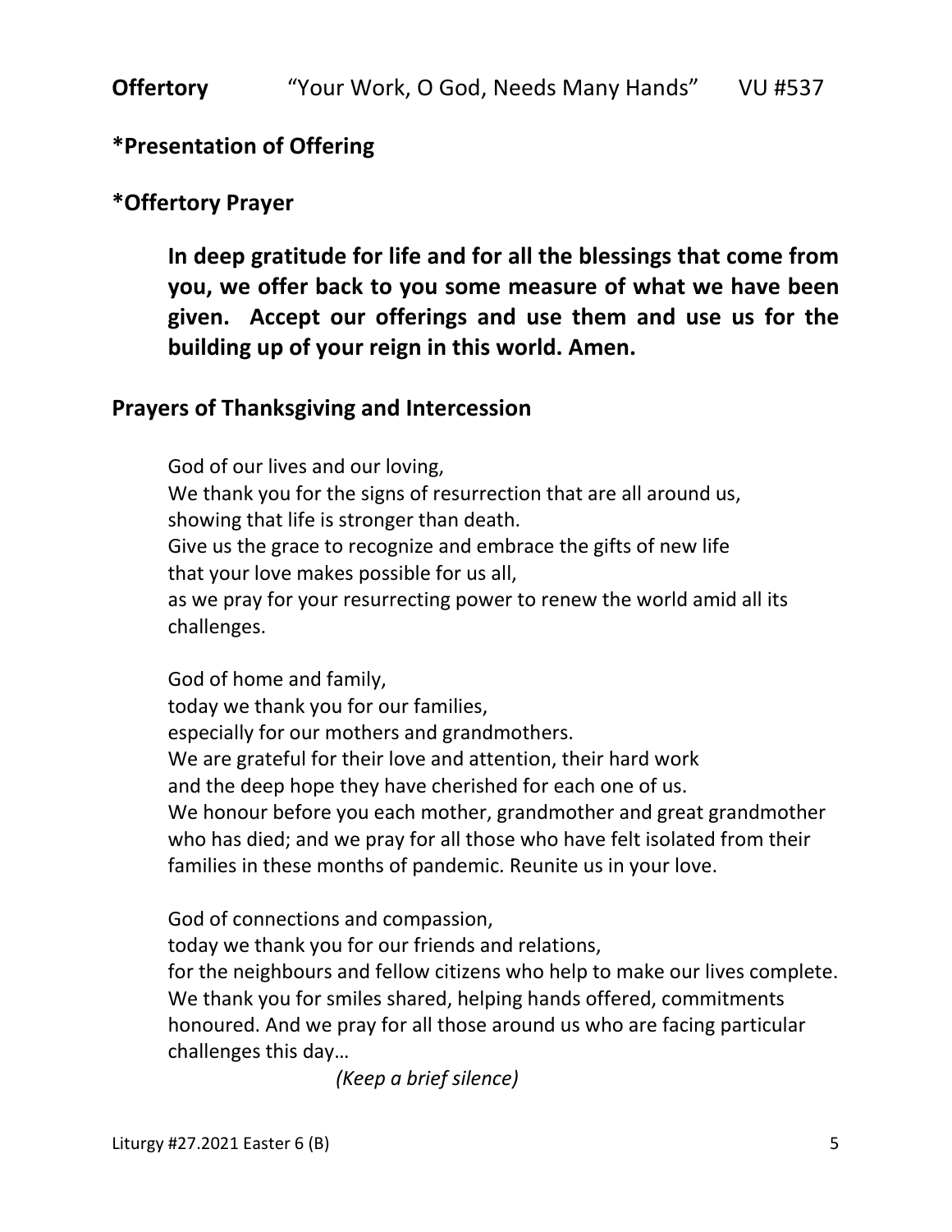**Offertory** “Your Work, O God, Needs Many Hands” VU #537

**\*Presentation of Offering**

**\*Offertory Prayer**

**In deep gratitude for life and for all the blessings that come from you, we offer back to you some measure of what we have been given. Accept our offerings and use them and use us for the building up of your reign in this world. Amen.**

**Prayers of Thanksgiving and Intercession**

God of our lives and our loving,
We thank you for the signs of resurrection that are all around us,
showing that life is stronger than death.
Give us the grace to recognize and embrace the gifts of new life
that your love makes possible for us all,
as we pray for your resurrecting power to renew the world amid all its challenges.

God of home and family,
today we thank you for our families,
especially for our mothers and grandmothers.
We are grateful for their love and attention, their hard work
and the deep hope they have cherished for each one of us.
We honour before you each mother, grandmother and great grandmother who has died; and we pray for all those who have felt isolated from their families in these months of pandemic. Reunite us in your love.

God of connections and compassion,
today we thank you for our friends and relations,
for the neighbours and fellow citizens who help to make our lives complete.
We thank you for smiles shared, helping hands offered, commitments honoured. And we pray for all those around us who are facing particular challenges this day…

*(Keep a brief silence)*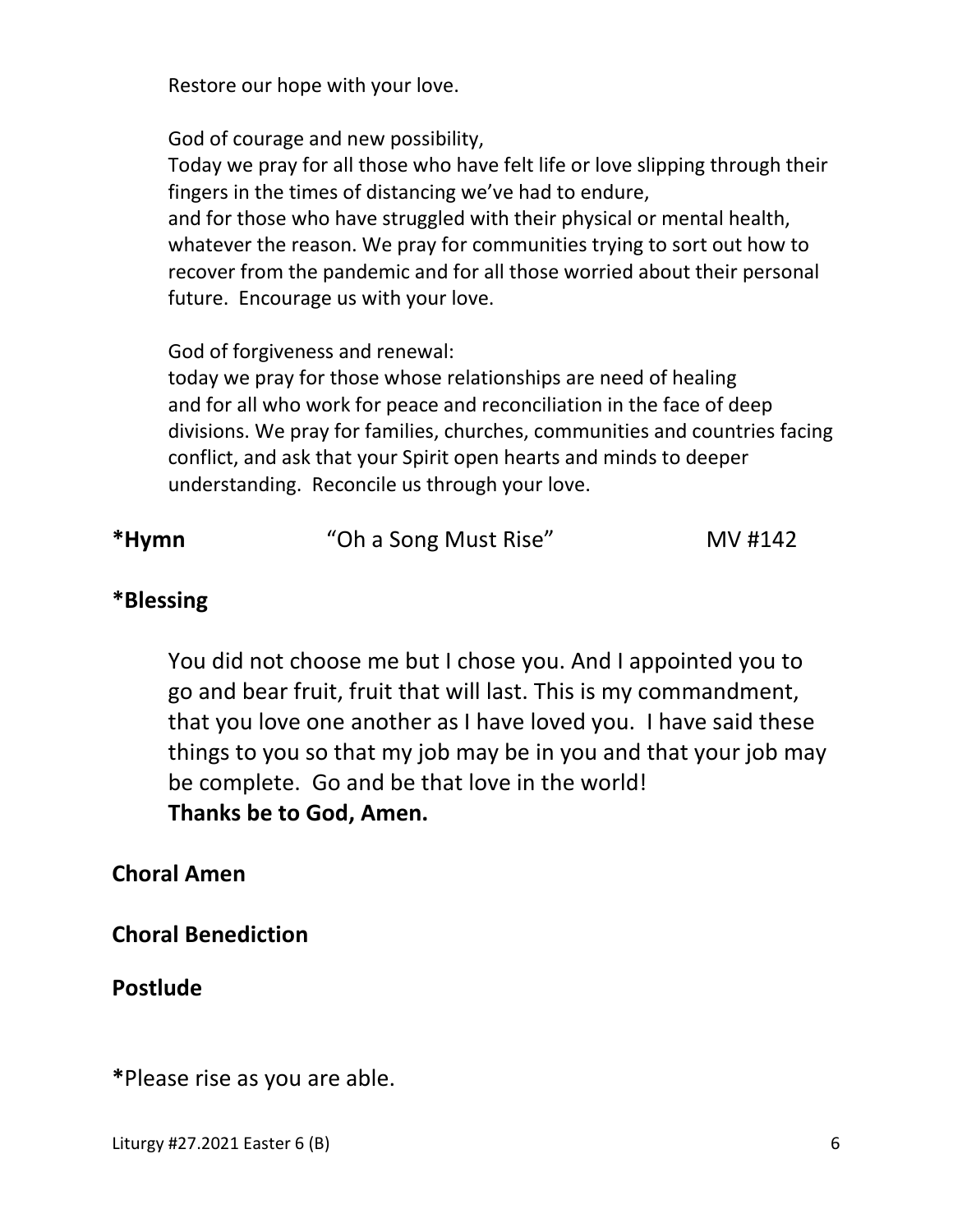Restore our hope with your love.

God of courage and new possibility,
Today we pray for all those who have felt life or love slipping through their fingers in the times of distancing we've had to endure,
and for those who have struggled with their physical or mental health, whatever the reason. We pray for communities trying to sort out how to recover from the pandemic and for all those worried about their personal future. Encourage us with your love.

God of forgiveness and renewal:
today we pray for those whose relationships are need of healing
and for all who work for peace and reconciliation in the face of deep divisions. We pray for families, churches, communities and countries facing conflict, and ask that your Spirit open hearts and minds to deeper understanding. Reconcile us through your love.

**\*Hymn** "Oh a Song Must Rise" MV #142

**\*Blessing**

You did not choose me but I chose you. And I appointed you to go and bear fruit, fruit that will last. This is my commandment, that you love one another as I have loved you. I have said these things to you so that my job may be in you and that your job may be complete. Go and be that love in the world!
**Thanks be to God, Amen.**

**Choral Amen**

**Choral Benediction**

**Postlude**

**\***Please rise as you are able.

Liturgy #27.2021 Easter 6 (B)